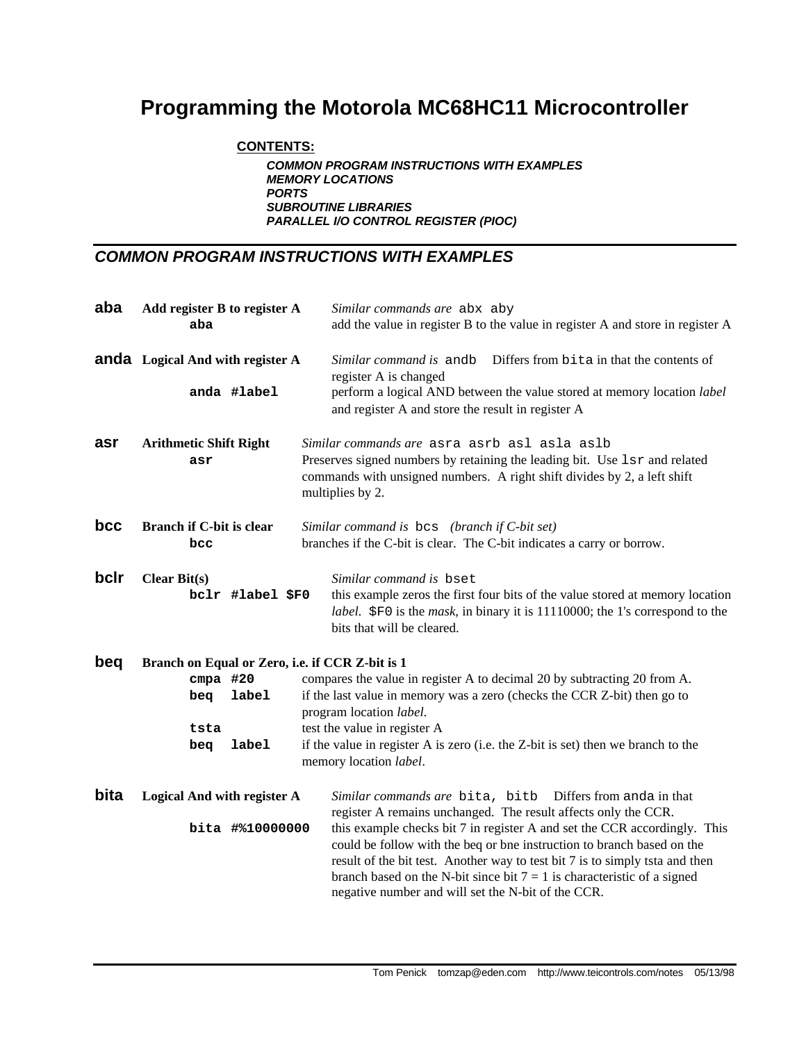# Programming the Motorola MC68HC11 Microcontroller

**CONTENTS:**

- ***COMMON PROGRAM INSTRUCTIONS WITH EXAMPLES***
- ***MEMORY LOCATIONS***
- ***PORTS***
- ***SUBROUTINE LIBRARIES***
- ***PARALLEL I/O CONTROL REGISTER (PIOC)***

## *COMMON PROGRAM INSTRUCTIONS WITH EXAMPLES*

**aba** **Add register B to register A**

```
aba
```

*Similar commands are* `abx aby`
add the value in register B to the value in register A and store in register A

**anda** **Logical And with register A**

*Similar command is* `andb` Differs from `bita` in that the contents of register A is changed

```
anda #label
```

perform a logical AND between the value stored at memory location *label* and register A and store the result in register A

**asr** **Arithmetic Shift Right**

```
asr
```

*Similar commands are* `asra asrb asl asla aslb`
Preserves signed numbers by retaining the leading bit. Use `lsr` and related commands with unsigned numbers. A right shift divides by 2, a left shift multiplies by 2.

**bcc** **Branch if C-bit is clear**

```
bcc
```

*Similar command is* `bcs` *(branch if C-bit set)*
branches if the C-bit is clear. The C-bit indicates a carry or borrow.

**bclr** **Clear Bit(s)**

```
bclr #label $F0
```

*Similar command is* `bset`
this example zeros the first four bits of the value stored at memory location *label*. `$F0` is the *mask*, in binary it is 11110000; the 1's correspond to the bits that will be cleared.

**beq** **Branch on Equal or Zero, i.e. if CCR Z-bit is 1**

```
cmpa #20
beq  label
```

compares the value in register A to decimal 20 by subtracting 20 from A.
if the last value in memory was a zero (checks the CCR Z-bit) then go to program location *label*.

```
tsta
beq  label
```

test the value in register A
if the value in register A is zero (i.e. the Z-bit is set) then we branch to the memory location *label*.

**bita** **Logical And with register A**

*Similar commands are* `bita, bitb` Differs from `anda` in that register A remains unchanged. The result affects only the CCR.

```
bita #%10000000
```

this example checks bit 7 in register A and set the CCR accordingly. This could be follow with the beq or bne instruction to branch based on the result of the bit test. Another way to test bit 7 is to simply tsta and then branch based on the N-bit since bit 7 = 1 is characteristic of a signed negative number and will set the N-bit of the CCR.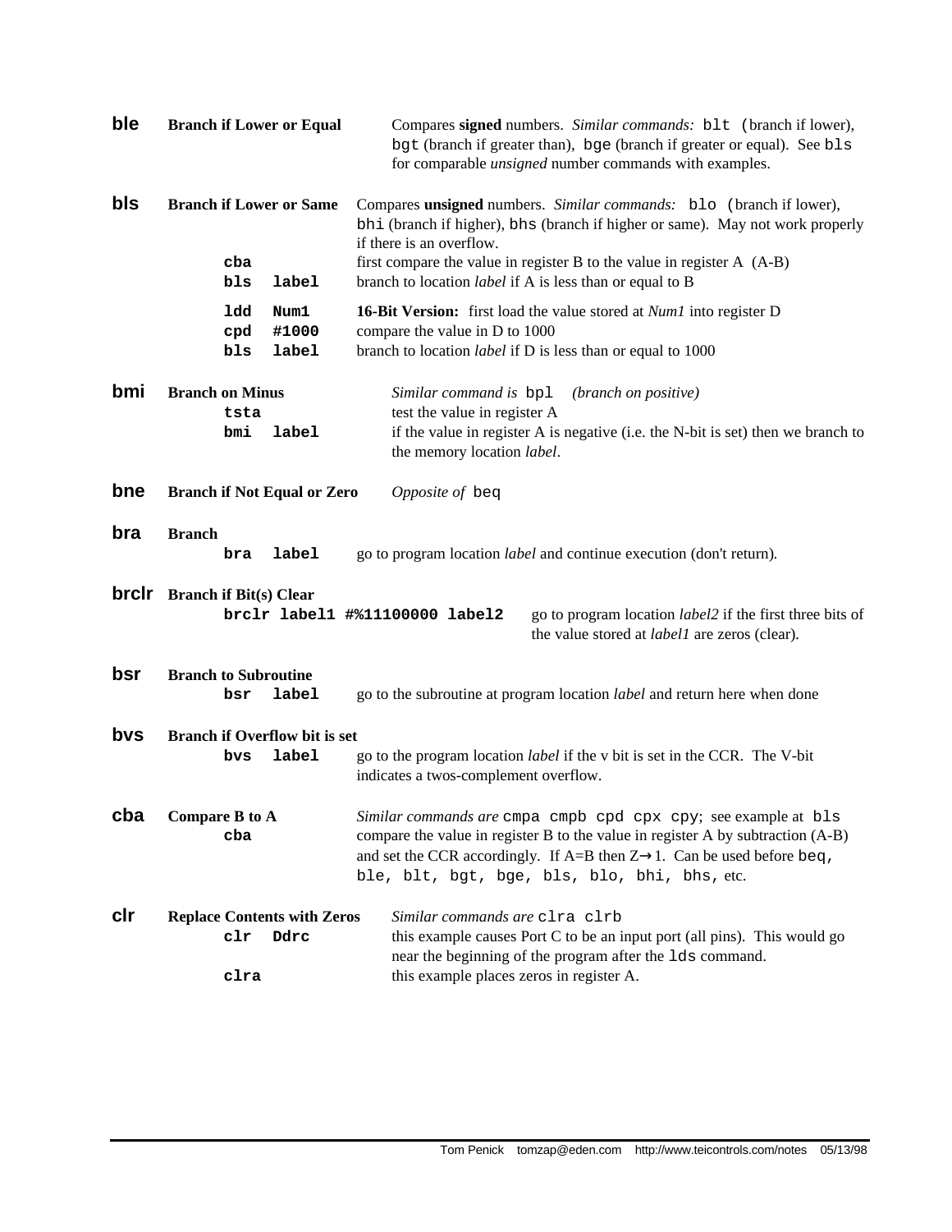**ble** **Branch if Lower or Equal** — Compares **signed** numbers. *Similar commands:* `blt` (branch if lower), `bgt` (branch if greater than), `bge` (branch if greater or equal). See `bls` for comparable *unsigned* number commands with examples.

**bls** **Branch if Lower or Same** — Compares **unsigned** numbers. *Similar commands:* `blo` (branch if lower), `bhi` (branch if higher), `bhs` (branch if higher or same). May not work properly if there is an overflow.

```
cba
bls   label
```
first compare the value in register B to the value in register A (A-B)
branch to location *label* if A is less than or equal to B

```
ldd   Num1
cpd   #1000
bls   label
```
**16-Bit Version:** first load the value stored at *Num1* into register D
compare the value in D to 1000
branch to location *label* if D is less than or equal to 1000

**bmi** **Branch on Minus** — *Similar command is* `bpl` *(branch on positive)*

```
tsta
bmi   label
```
test the value in register A
if the value in register A is negative (i.e. the N-bit is set) then we branch to the memory location *label*.

**bne** **Branch if Not Equal or Zero** — *Opposite of* `beq`

**bra** **Branch**

```
bra   label
```
go to program location *label* and continue execution (don't return).

**brclr** **Branch if Bit(s) Clear**

```
brclr label1 #%11100000 label2
```
go to program location *label2* if the first three bits of the value stored at *label1* are zeros (clear).

**bsr** **Branch to Subroutine**

```
bsr   label
```
go to the subroutine at program location *label* and return here when done

**bvs** **Branch if Overflow bit is set**

```
bvs   label
```
go to the program location *label* if the v bit is set in the CCR. The V-bit indicates a twos-complement overflow.

**cba** **Compare B to A** — *Similar commands are* `cmpa cmpb cpd cpx cpy`; see example at `bls`

```
cba
```
compare the value in register B to the value in register A by subtraction (A-B) and set the CCR accordingly. If A=B then Z→1. Can be used before `beq, ble, blt, bgt, bge, bls, blo, bhi, bhs,` etc.

**clr** **Replace Contents with Zeros** — *Similar commands are* `clra clrb`

```
clr   Ddrc
```
this example causes Port C to be an input port (all pins). This would go near the beginning of the program after the `lds` command.

```
clra
```
this example places zeros in register A.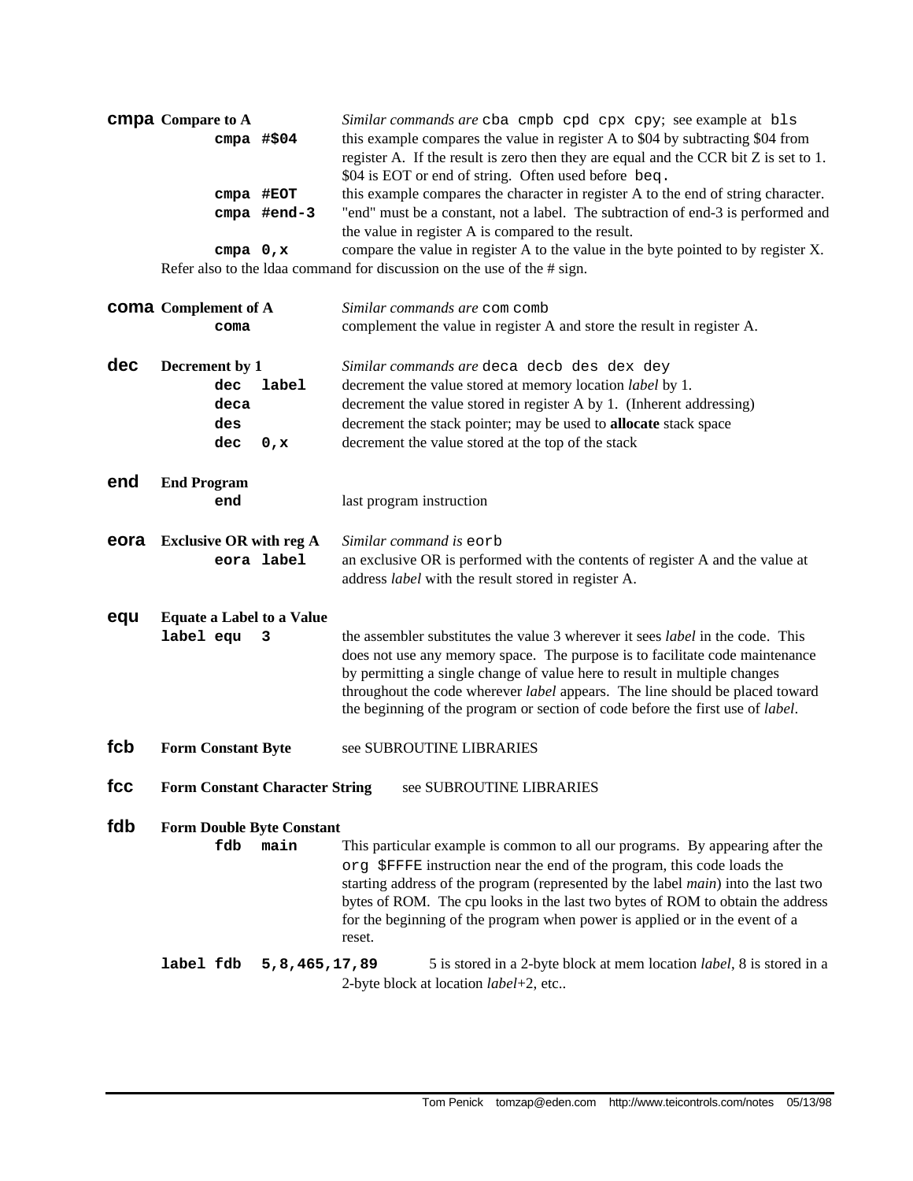**cmpa** **Compare to A** — *Similar commands are* `cba cmpb cpd cpx cpy`; see example at `bls`

- **`cmpa #$04`** — this example compares the value in register A to $04 by subtracting $04 from register A. If the result is zero then they are equal and the CCR bit Z is set to 1. $04 is EOT or end of string. Often used before `beq`.
- **`cmpa #EOT`** — this example compares the character in register A to the end of string character.
- **`cmpa #end-3`** — "end" must be a constant, not a label. The subtraction of end-3 is performed and the value in register A is compared to the result.
- **`cmpa 0,x`** — compare the value in register A to the value in the byte pointed to by register X.

Refer also to the ldaa command for discussion on the use of the # sign.

**coma** **Complement of A** — *Similar commands are* `com comb`

- **`coma`** — complement the value in register A and store the result in register A.

**dec** **Decrement by 1** — *Similar commands are* `deca decb des dex dey`

- **`dec label`** — decrement the value stored at memory location *label* by 1.
- **`deca`** — decrement the value stored in register A by 1. (Inherent addressing)
- **`des`** — decrement the stack pointer; may be used to **allocate** stack space
- **`dec 0,x`** — decrement the value stored at the top of the stack

**end** **End Program**

- **`end`** — last program instruction

**eora** **Exclusive OR with reg A** — *Similar command is* `eorb`

- **`eora label`** — an exclusive OR is performed with the contents of register A and the value at address *label* with the result stored in register A.

**equ** **Equate a Label to a Value**

- **`label equ 3`** — the assembler substitutes the value 3 wherever it sees *label* in the code. This does not use any memory space. The purpose is to facilitate code maintenance by permitting a single change of value here to result in multiple changes throughout the code wherever *label* appears. The line should be placed toward the beginning of the program or section of code before the first use of *label*.

**fcb** **Form Constant Byte** — see SUBROUTINE LIBRARIES

**fcc** **Form Constant Character String** — see SUBROUTINE LIBRARIES

**fdb** **Form Double Byte Constant**

- **`fdb main`** — This particular example is common to all our programs. By appearing after the `org $FFFE` instruction near the end of the program, this code loads the starting address of the program (represented by the label *main*) into the last two bytes of ROM. The cpu looks in the last two bytes of ROM to obtain the address for the beginning of the program when power is applied or in the event of a reset.
- **`label fdb 5,8,465,17,89`** — 5 is stored in a 2-byte block at mem location *label*, 8 is stored in a 2-byte block at location *label*+2, etc..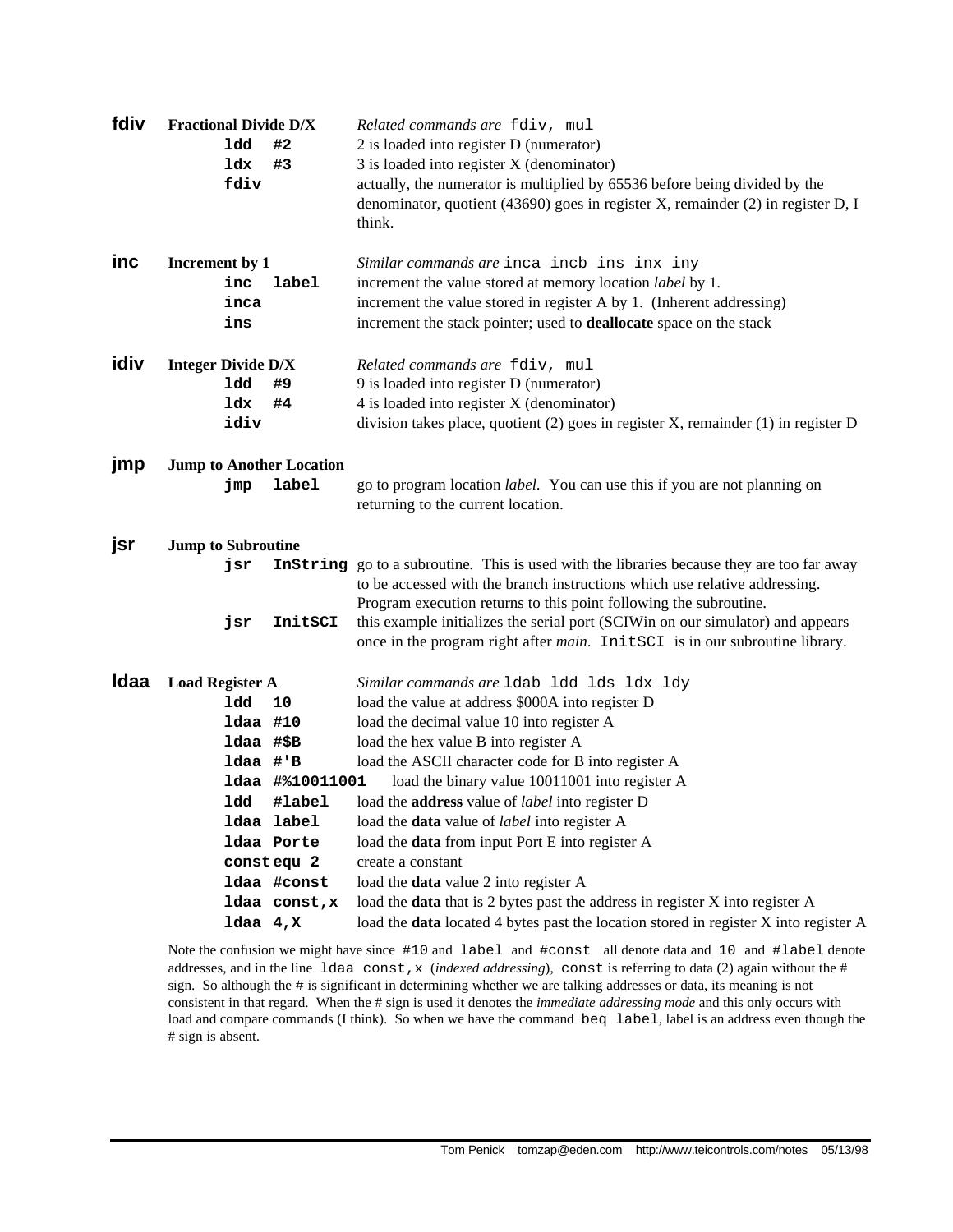## fdiv

**Fractional Divide D/X** — *Related commands are* `fdiv, mul`

| Code | Description |
|---|---|
| `ldd #2` | 2 is loaded into register D (numerator) |
| `ldx #3` | 3 is loaded into register X (denominator) |
| `fdiv` | actually, the numerator is multiplied by 65536 before being divided by the denominator, quotient (43690) goes in register X, remainder (2) in register D, I think. |

## inc

**Increment by 1** — *Similar commands are* `inca incb ins inx iny`

| Code | Description |
|---|---|
| `inc label` | increment the value stored at memory location *label* by 1. |
| `inca` | increment the value stored in register A by 1. (Inherent addressing) |
| `ins` | increment the stack pointer; used to **deallocate** space on the stack |

## idiv

**Integer Divide D/X** — *Related commands are* `fdiv, mul`

| Code | Description |
|---|---|
| `ldd #9` | 9 is loaded into register D (numerator) |
| `ldx #4` | 4 is loaded into register X (denominator) |
| `idiv` | division takes place, quotient (2) goes in register X, remainder (1) in register D |

## jmp

**Jump to Another Location**

| Code | Description |
|---|---|
| `jmp label` | go to program location *label*. You can use this if you are not planning on returning to the current location. |

## jsr

**Jump to Subroutine**

| Code | Description |
|---|---|
| `jsr InString` | go to a subroutine. This is used with the libraries because they are too far away to be accessed with the branch instructions which use relative addressing. Program execution returns to this point following the subroutine. |
| `jsr InitSCI` | this example initializes the serial port (SCIWin on our simulator) and appears once in the program right after *main*. `InitSCI` is in our subroutine library. |

## ldaa

**Load Register A** — *Similar commands are* `ldab ldd lds ldx ldy`

| Code | Description |
|---|---|
| `ldd 10` | load the value at address $000A into register D |
| `ldaa #10` | load the decimal value 10 into register A |
| `ldaa #$B` | load the hex value B into register A |
| `ldaa #'B` | load the ASCII character code for B into register A |
| `ldaa #%10011001` | load the binary value 10011001 into register A |
| `ldd #label` | load the **address** value of *label* into register D |
| `ldaa label` | load the **data** value of *label* into register A |
| `ldaa Porte` | load the **data** from input Port E into register A |
| `const equ 2` | create a constant |
| `ldaa #const` | load the **data** value 2 into register A |
| `ldaa const,x` | load the **data** that is 2 bytes past the address in register X into register A |
| `ldaa 4,X` | load the **data** located 4 bytes past the location stored in register X into register A |

Note the confusion we might have since `#10` and `label` and `#const` all denote data and `10` and `#label` denote addresses, and in the line `ldaa const,x` (*indexed addressing*), `const` is referring to data (2) again without the # sign. So although the # is significant in determining whether we are talking addresses or data, its meaning is not consistent in that regard. When the # sign is used it denotes the *immediate addressing mode* and this only occurs with load and compare commands (I think). So when we have the command `beq label`, label is an address even though the # sign is absent.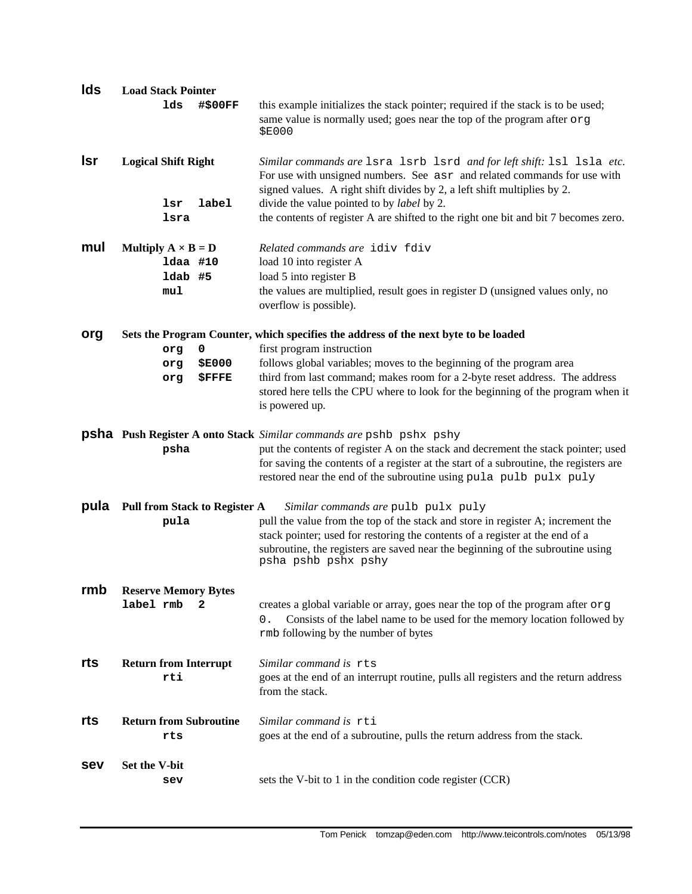## lds

**Load Stack Pointer**

| | |
|---|---|
| `lds #$00FF` | this example initializes the stack pointer; required if the stack is to be used; same value is normally used; goes near the top of the program after `org $E000` |

## lsr

**Logical Shift Right** — *Similar commands are* `lsra lsrb lsrd` *and for left shift:* `lsl lsla` *etc.* For use with unsigned numbers. See `asr` and related commands for use with signed values. A right shift divides by 2, a left shift multiplies by 2.

| | |
|---|---|
| `lsr label` | divide the value pointed to by *label* by 2. |
| `lsra` | the contents of register A are shifted to the right one bit and bit 7 becomes zero. |

## mul

**Multiply A × B = D** — *Related commands are* `idiv fdiv`

| | |
|---|---|
| `ldaa #10` | load 10 into register A |
| `ldab #5` | load 5 into register B |
| `mul` | the values are multiplied, result goes in register D (unsigned values only, no overflow is possible). |

## org

**Sets the Program Counter, which specifies the address of the next byte to be loaded**

| | |
|---|---|
| `org 0` | first program instruction |
| `org $E000` | follows global variables; moves to the beginning of the program area |
| `org $FFFE` | third from last command; makes room for a 2-byte reset address. The address stored here tells the CPU where to look for the beginning of the program when it is powered up. |

## psha

**Push Register A onto Stack** *Similar commands are* `pshb pshx pshy`

| | |
|---|---|
| `psha` | put the contents of register A on the stack and decrement the stack pointer; used for saving the contents of a register at the start of a subroutine, the registers are restored near the end of the subroutine using `pula pulb pulx puly` |

## pula

**Pull from Stack to Register A** *Similar commands are* `pulb pulx puly`

| | |
|---|---|
| `pula` | pull the value from the top of the stack and store in register A; increment the stack pointer; used for restoring the contents of a register at the end of a subroutine, the registers are saved near the beginning of the subroutine using `psha pshb pshx pshy` |

## rmb

**Reserve Memory Bytes**

| | |
|---|---|
| `label rmb 2` | creates a global variable or array, goes near the top of the program after `org 0.` Consists of the label name to be used for the memory location followed by `rmb` following by the number of bytes |

## rts

**Return from Interrupt** — *Similar command is* `rts`

| | |
|---|---|
| `rti` | goes at the end of an interrupt routine, pulls all registers and the return address from the stack. |

## rts

**Return from Subroutine** — *Similar command is* `rti`

| | |
|---|---|
| `rts` | goes at the end of a subroutine, pulls the return address from the stack. |

## sev

**Set the V-bit**

| | |
|---|---|
| `sev` | sets the V-bit to 1 in the condition code register (CCR) |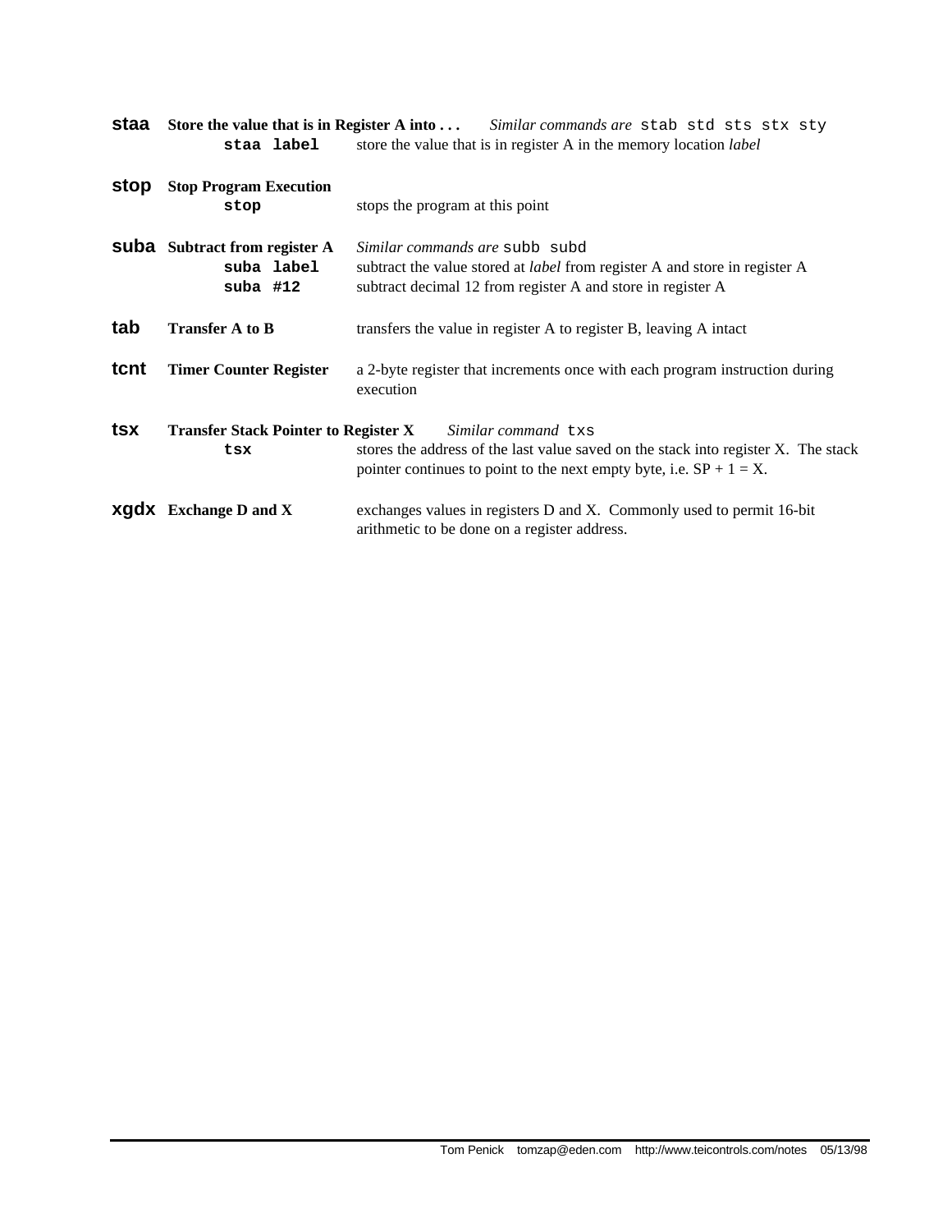**staa** **Store the value that is in Register A into . . .** *Similar commands are* `stab std sts stx sty`

**`staa label`** store the value that is in register A in the memory location *label*

**stop** **Stop Program Execution**

**`stop`** stops the program at this point

**suba** **Subtract from register A** *Similar commands are* `subb subd`

**`suba label`** subtract the value stored at *label* from register A and store in register A

**`suba #12`** subtract decimal 12 from register A and store in register A

**tab** **Transfer A to B** transfers the value in register A to register B, leaving A intact

**tcnt** **Timer Counter Register** a 2-byte register that increments once with each program instruction during execution

**tsx** **Transfer Stack Pointer to Register X** *Similar command* `txs`

**`tsx`** stores the address of the last value saved on the stack into register X. The stack pointer continues to point to the next empty byte, i.e. SP + 1 = X.

**xgdx** **Exchange D and X** exchanges values in registers D and X. Commonly used to permit 16-bit arithmetic to be done on a register address.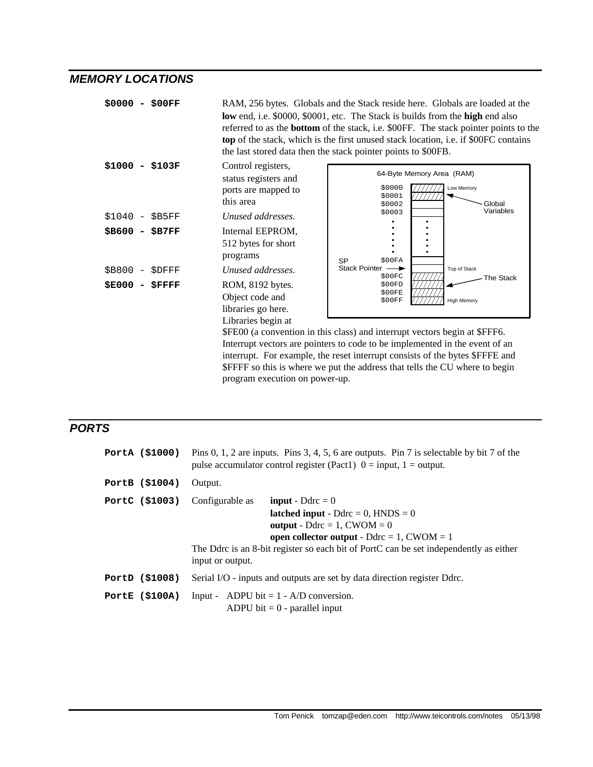## MEMORY LOCATIONS

**$0000 - $00FF** RAM, 256 bytes. Globals and the Stack reside here. Globals are loaded at the **low** end, i.e. $0000, $0001, etc. The Stack is builds from the **high** end also referred to as the **bottom** of the stack, i.e. $00FF. The stack pointer points to the **top** of the stack, which is the first unused stack location, i.e. if $00FC contains the last stored data then the stack pointer points to $00FB.

**$1000 - $103F** Control registers, status registers and ports are mapped to this area

$1040 - $B5FF *Unused addresses.*

**$B600 - $B7FF** Internal EEPROM, 512 bytes for short programs

$B800 - $DFFF *Unused addresses.*

**$E000 - $FFFF** ROM, 8192 bytes. Object code and libraries go here. Libraries begin at $FE00 (a convention in this class) and interrupt vectors begin at $FFF6. Interrupt vectors are pointers to code to be implemented in the event of an interrupt. For example, the reset interrupt consists of the bytes $FFFE and $FFFF so this is where we put the address that tells the CU where to begin program execution on power-up.

64-Byte Memory Area (RAM)

| Address | Contents | Notes |
|---|---|---|
| $0000 | ////// | Low Memory — Global Variables |
| $0001 | ////// | Global Variables |
| $0002 | | |
| $0003 | | |
| • • • | • • • | |
| $00FA | | |
| (SP Stack Pointer →) | | Top of Stack |
| $00FC | ////// | The Stack |
| $00FD | ////// | The Stack |
| $00FE | ////// | The Stack |
| $00FF | ////// | High Memory |

## PORTS

**PortA ($1000)** Pins 0, 1, 2 are inputs. Pins 3, 4, 5, 6 are outputs. Pin 7 is selectable by bit 7 of the pulse accumulator control register (Pact1) 0 = input, 1 = output.

**PortB ($1004)** Output.

**PortC ($1003)** Configurable as
- **input** - Ddrc = 0
- **latched input** - Ddrc = 0, HNDS = 0
- **output** - Ddrc = 1, CWOM = 0
- **open collector output** - Ddrc = 1, CWOM = 1

The Ddrc is an 8-bit register so each bit of PortC can be set independently as either input or output.

**PortD ($1008)** Serial I/O - inputs and outputs are set by data direction register Ddrc.

**PortE ($100A)** Input - ADPU bit = 1 - A/D conversion.
ADPU bit = 0 - parallel input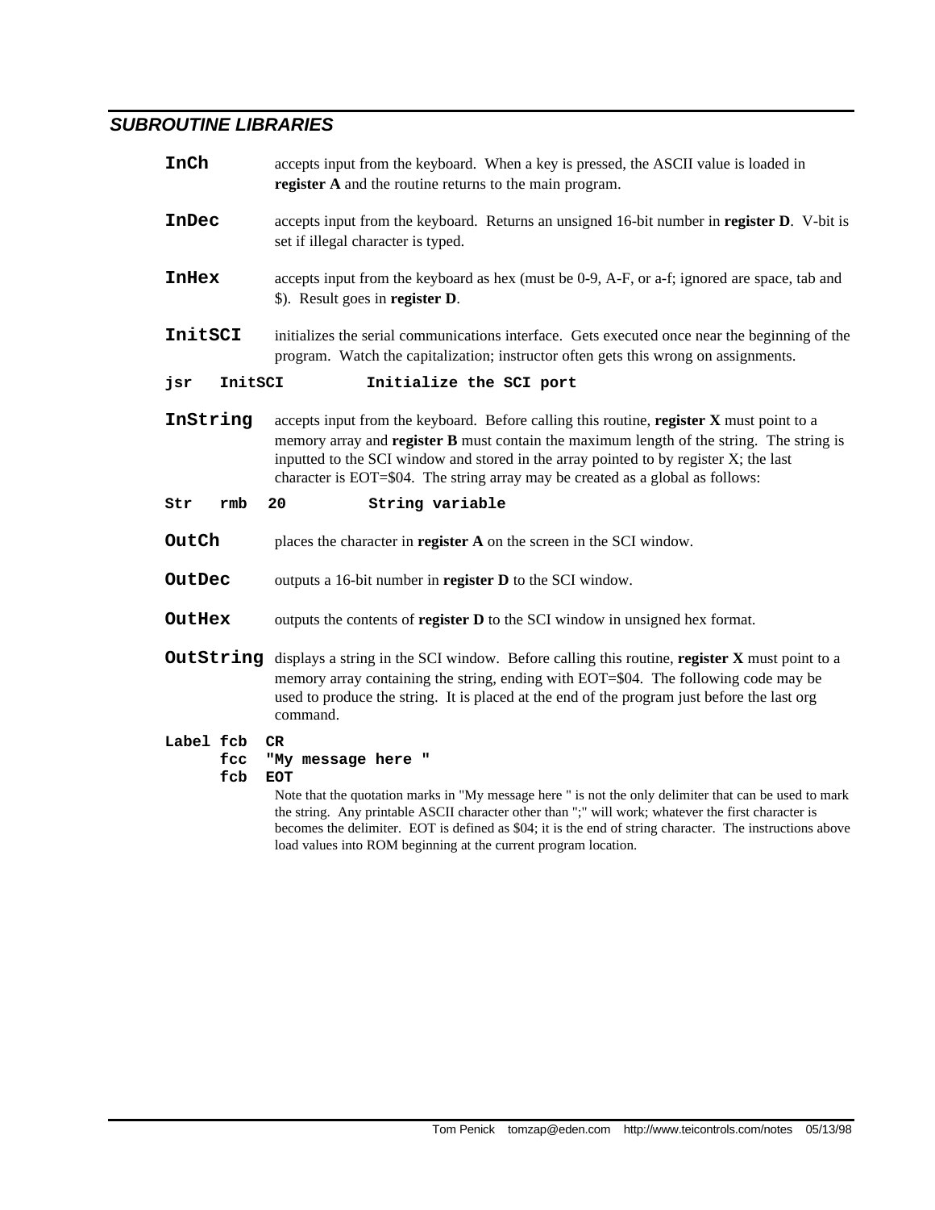## *SUBROUTINE LIBRARIES*

**InCh** accepts input from the keyboard. When a key is pressed, the ASCII value is loaded in **register A** and the routine returns to the main program.

**InDec** accepts input from the keyboard. Returns an unsigned 16-bit number in **register D**. V-bit is set if illegal character is typed.

**InHex** accepts input from the keyboard as hex (must be 0-9, A-F, or a-f; ignored are space, tab and $). Result goes in **register D**.

**InitSCI** initializes the serial communications interface. Gets executed once near the beginning of the program. Watch the capitalization; instructor often gets this wrong on assignments.

```
jsr   InitSCI         Initialize the SCI port
```

**InString** accepts input from the keyboard. Before calling this routine, **register X** must point to a memory array and **register B** must contain the maximum length of the string. The string is inputted to the SCI window and stored in the array pointed to by register X; the last character is EOT=$04. The string array may be created as a global as follows:

```
Str   rmb   20        String variable
```

**OutCh** places the character in **register A** on the screen in the SCI window.

**OutDec** outputs a 16-bit number in **register D** to the SCI window.

**OutHex** outputs the contents of **register D** to the SCI window in unsigned hex format.

**OutString** displays a string in the SCI window. Before calling this routine, **register X** must point to a memory array containing the string, ending with EOT=$04. The following code may be used to produce the string. It is placed at the end of the program just before the last org command.

```
Label fcb   CR
      fcc   "My message here "
      fcb   EOT
```

Note that the quotation marks in "My message here " is not the only delimiter that can be used to mark the string. Any printable ASCII character other than ";" will work; whatever the first character is becomes the delimiter. EOT is defined as $04; it is the end of string character. The instructions above load values into ROM beginning at the current program location.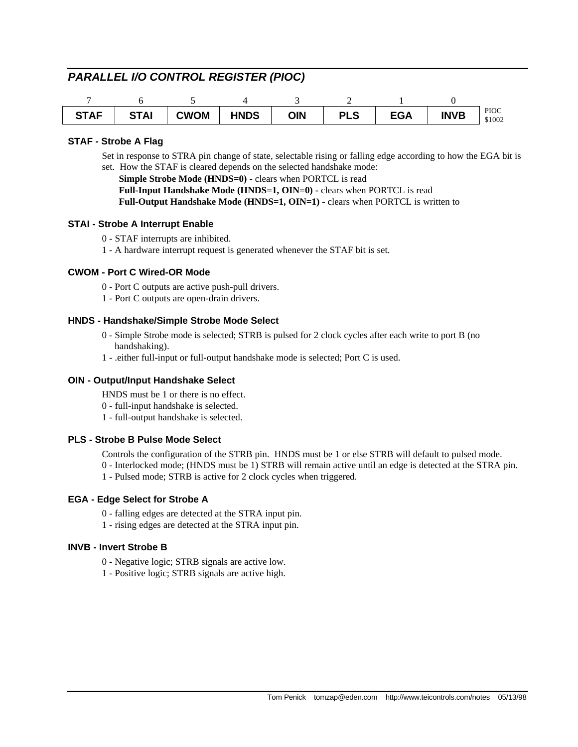## *PARALLEL I/O CONTROL REGISTER (PIOC)*

| 7 | 6 | 5 | 4 | 3 | 2 | 1 | 0 | |
|---|---|---|---|---|---|---|---|---|
| **STAF** | **STAI** | **CWOM** | **HNDS** | **OIN** | **PLS** | **EGA** | **INVB** | PIOC $1002 |

### STAF - Strobe A Flag

Set in response to STRA pin change of state, selectable rising or falling edge according to how the EGA bit is set. How the STAF is cleared depends on the selected handshake mode:

**Simple Strobe Mode (HNDS=0) -** clears when PORTCL is read
**Full-Input Handshake Mode (HNDS=1, OIN=0) -** clears when PORTCL is read
**Full-Output Handshake Mode (HNDS=1, OIN=1) -** clears when PORTCL is written to

### STAI - Strobe A Interrupt Enable

0 - STAF interrupts are inhibited.
1 - A hardware interrupt request is generated whenever the STAF bit is set.

### CWOM - Port C Wired-OR Mode

0 - Port C outputs are active push-pull drivers.
1 - Port C outputs are open-drain drivers.

### HNDS - Handshake/Simple Strobe Mode Select

0 - Simple Strobe mode is selected; STRB is pulsed for 2 clock cycles after each write to port B (no handshaking).
1 - .either full-input or full-output handshake mode is selected; Port C is used.

### OIN - Output/Input Handshake Select

HNDS must be 1 or there is no effect.
0 - full-input handshake is selected.
1 - full-output handshake is selected.

### PLS - Strobe B Pulse Mode Select

Controls the configuration of the STRB pin. HNDS must be 1 or else STRB will default to pulsed mode.
0 - Interlocked mode; (HNDS must be 1) STRB will remain active until an edge is detected at the STRA pin.
1 - Pulsed mode; STRB is active for 2 clock cycles when triggered.

### EGA - Edge Select for Strobe A

0 - falling edges are detected at the STRA input pin.
1 - rising edges are detected at the STRA input pin.

### INVB - Invert Strobe B

0 - Negative logic; STRB signals are active low.
1 - Positive logic; STRB signals are active high.